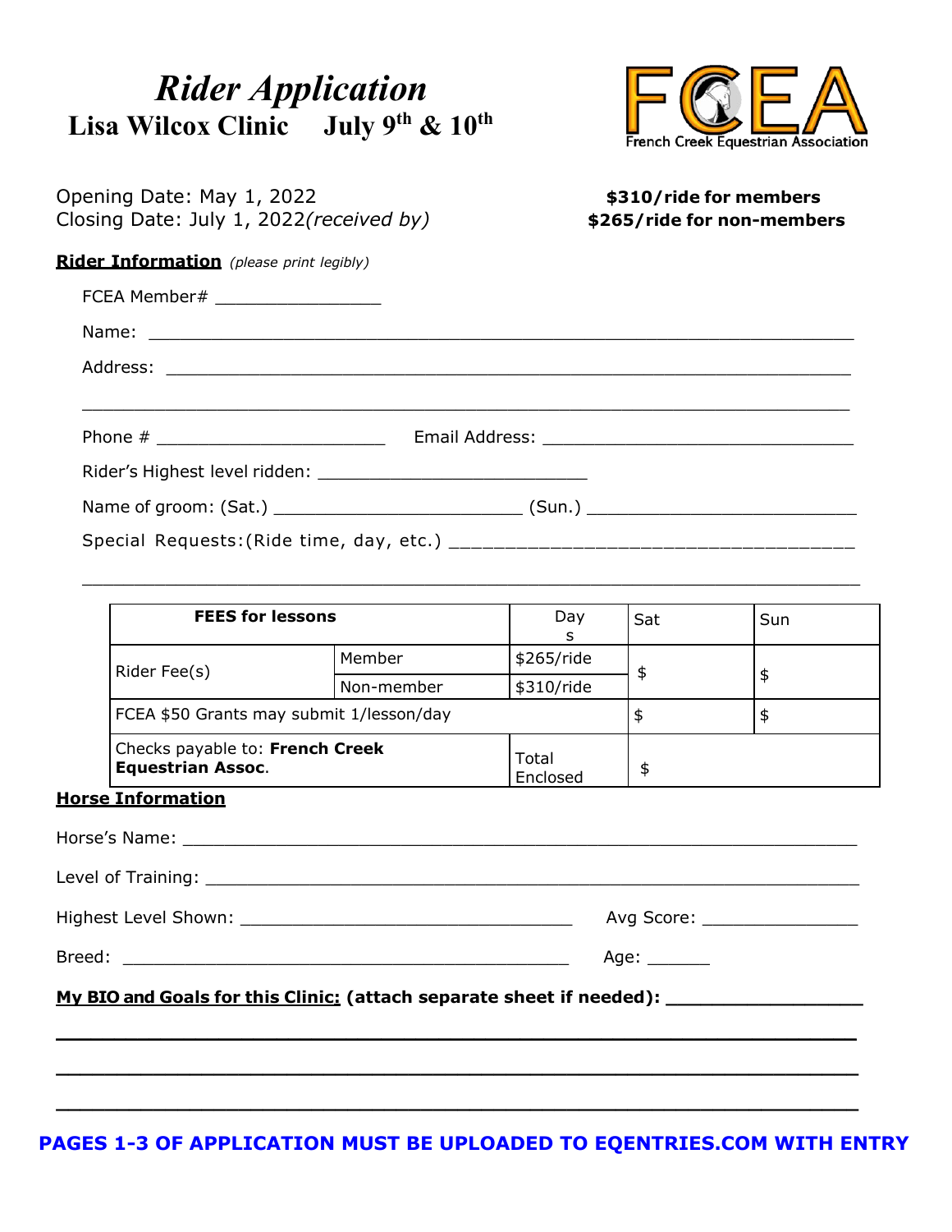# *Rider Application*

## Lisa Wilcox Clinic July 9th & 10th

FCEA
French Creek Equestrian Association

Opening Date: May 1, 2022
Closing Date: July 1, 2022*(received by)*

**$310/ride for members**
**$265/ride for non-members**

**Rider Information** *(please print legibly)*

FCEA Member# ________________

Name: ____________________________________________________________________

Address: __________________________________________________________________

__________________________________________________________________________

Phone # ______________________ Email Address: ______________________________

Rider's Highest level ridden: __________________________

Name of groom: (Sat.) ________________________ (Sun.) __________________________

Special Requests:(Ride time, day, etc.) ___________________________________

__________________________________________________________________________

| **FEES for lessons** | | Days | Sat | Sun |
|---|---|---|---|---|
| Rider Fee(s) | Member | $265/ride | $ | $ |
| | Non-member | $310/ride | | |
| FCEA $50 Grants may submit 1/lesson/day | | | $ | $ |
| Checks payable to: **French Creek Equestrian Assoc**. | | Total Enclosed | $ | |

**Horse Information**

Horse's Name: ______________________________________________________________

Level of Training: ___________________________________________________________

Highest Level Shown: ________________________________ Avg Score: _______________

Breed: ____________________________________________ Age: ______

**My BIO and Goals for this Clinic: (attach separate sheet if needed):** __________________

__________________________________________________________________________

__________________________________________________________________________

__________________________________________________________________________

**PAGES 1-3 OF APPLICATION MUST BE UPLOADED TO EQENTRIES.COM WITH ENTRY**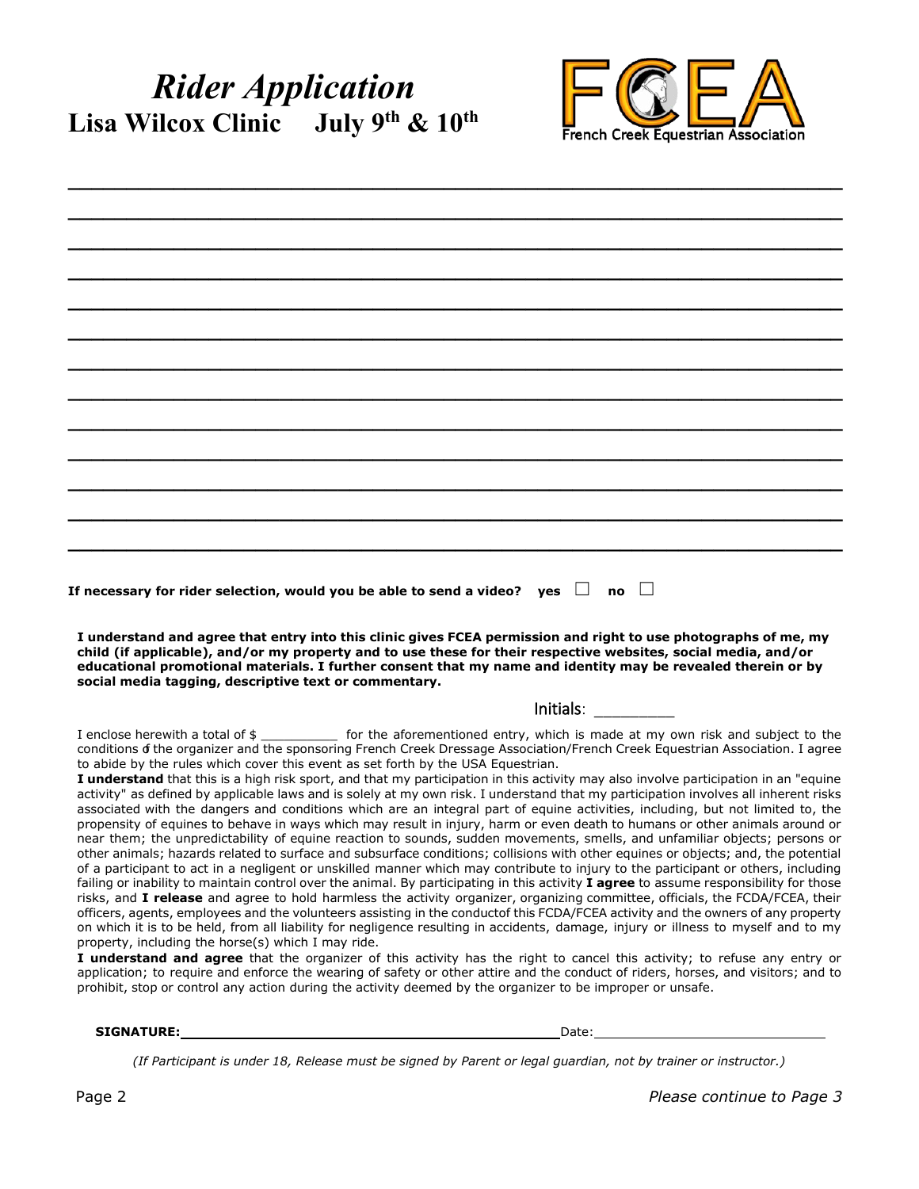# *Rider Application*

## Lisa Wilcox Clinic July 9th & 10th

French Creek Equestrian Association

\_\_\_\_\_\_\_\_\_\_\_\_\_\_\_\_\_\_\_\_\_\_\_\_\_\_\_\_\_\_\_\_\_\_\_\_\_\_\_\_\_\_\_\_\_\_\_\_\_\_\_\_\_\_\_\_\_\_\_\_\_\_\_\_\_\_\_\_\_\_\_\_

\_\_\_\_\_\_\_\_\_\_\_\_\_\_\_\_\_\_\_\_\_\_\_\_\_\_\_\_\_\_\_\_\_\_\_\_\_\_\_\_\_\_\_\_\_\_\_\_\_\_\_\_\_\_\_\_\_\_\_\_\_\_\_\_\_\_\_\_\_\_\_\_

\_\_\_\_\_\_\_\_\_\_\_\_\_\_\_\_\_\_\_\_\_\_\_\_\_\_\_\_\_\_\_\_\_\_\_\_\_\_\_\_\_\_\_\_\_\_\_\_\_\_\_\_\_\_\_\_\_\_\_\_\_\_\_\_\_\_\_\_\_\_\_\_

\_\_\_\_\_\_\_\_\_\_\_\_\_\_\_\_\_\_\_\_\_\_\_\_\_\_\_\_\_\_\_\_\_\_\_\_\_\_\_\_\_\_\_\_\_\_\_\_\_\_\_\_\_\_\_\_\_\_\_\_\_\_\_\_\_\_\_\_\_\_\_\_

\_\_\_\_\_\_\_\_\_\_\_\_\_\_\_\_\_\_\_\_\_\_\_\_\_\_\_\_\_\_\_\_\_\_\_\_\_\_\_\_\_\_\_\_\_\_\_\_\_\_\_\_\_\_\_\_\_\_\_\_\_\_\_\_\_\_\_\_\_\_\_\_

\_\_\_\_\_\_\_\_\_\_\_\_\_\_\_\_\_\_\_\_\_\_\_\_\_\_\_\_\_\_\_\_\_\_\_\_\_\_\_\_\_\_\_\_\_\_\_\_\_\_\_\_\_\_\_\_\_\_\_\_\_\_\_\_\_\_\_\_\_\_\_\_

\_\_\_\_\_\_\_\_\_\_\_\_\_\_\_\_\_\_\_\_\_\_\_\_\_\_\_\_\_\_\_\_\_\_\_\_\_\_\_\_\_\_\_\_\_\_\_\_\_\_\_\_\_\_\_\_\_\_\_\_\_\_\_\_\_\_\_\_\_\_\_\_

\_\_\_\_\_\_\_\_\_\_\_\_\_\_\_\_\_\_\_\_\_\_\_\_\_\_\_\_\_\_\_\_\_\_\_\_\_\_\_\_\_\_\_\_\_\_\_\_\_\_\_\_\_\_\_\_\_\_\_\_\_\_\_\_\_\_\_\_\_\_\_\_

\_\_\_\_\_\_\_\_\_\_\_\_\_\_\_\_\_\_\_\_\_\_\_\_\_\_\_\_\_\_\_\_\_\_\_\_\_\_\_\_\_\_\_\_\_\_\_\_\_\_\_\_\_\_\_\_\_\_\_\_\_\_\_\_\_\_\_\_\_\_\_\_

\_\_\_\_\_\_\_\_\_\_\_\_\_\_\_\_\_\_\_\_\_\_\_\_\_\_\_\_\_\_\_\_\_\_\_\_\_\_\_\_\_\_\_\_\_\_\_\_\_\_\_\_\_\_\_\_\_\_\_\_\_\_\_\_\_\_\_\_\_\_\_\_

\_\_\_\_\_\_\_\_\_\_\_\_\_\_\_\_\_\_\_\_\_\_\_\_\_\_\_\_\_\_\_\_\_\_\_\_\_\_\_\_\_\_\_\_\_\_\_\_\_\_\_\_\_\_\_\_\_\_\_\_\_\_\_\_\_\_\_\_\_\_\_\_

\_\_\_\_\_\_\_\_\_\_\_\_\_\_\_\_\_\_\_\_\_\_\_\_\_\_\_\_\_\_\_\_\_\_\_\_\_\_\_\_\_\_\_\_\_\_\_\_\_\_\_\_\_\_\_\_\_\_\_\_\_\_\_\_\_\_\_\_\_\_\_\_

\_\_\_\_\_\_\_\_\_\_\_\_\_\_\_\_\_\_\_\_\_\_\_\_\_\_\_\_\_\_\_\_\_\_\_\_\_\_\_\_\_\_\_\_\_\_\_\_\_\_\_\_\_\_\_\_\_\_\_\_\_\_\_\_\_\_\_\_\_\_\_\_

**If necessary for rider selection, would you be able to send a video? yes ☐ no ☐**

**I understand and agree that entry into this clinic gives FCEA permission and right to use photographs of me, my child (if applicable), and/or my property and to use these for their respective websites, social media, and/or educational promotional materials. I further consent that my name and identity may be revealed therein or by social media tagging, descriptive text or commentary.**

Initials: \_\_\_\_\_\_\_\_\_

I enclose herewith a total of $ \_\_\_\_\_\_\_\_\_\_ for the aforementioned entry, which is made at my own risk and subject to the conditions of the organizer and the sponsoring French Creek Dressage Association/French Creek Equestrian Association. I agree to abide by the rules which cover this event as set forth by the USA Equestrian.

**I understand** that this is a high risk sport, and that my participation in this activity may also involve participation in an "equine activity" as defined by applicable laws and is solely at my own risk. I understand that my participation involves all inherent risks associated with the dangers and conditions which are an integral part of equine activities, including, but not limited to, the propensity of equines to behave in ways which may result in injury, harm or even death to humans or other animals around or near them; the unpredictability of equine reaction to sounds, sudden movements, smells, and unfamiliar objects; persons or other animals; hazards related to surface and subsurface conditions; collisions with other equines or objects; and, the potential of a participant to act in a negligent or unskilled manner which may contribute to injury to the participant or others, including failing or inability to maintain control over the animal. By participating in this activity **I agree** to assume responsibility for those risks, and **I release** and agree to hold harmless the activity organizer, organizing committee, officials, the FCDA/FCEA, their officers, agents, employees and the volunteers assisting in the conductof this FCDA/FCEA activity and the owners of any property on which it is to be held, from all liability for negligence resulting in accidents, damage, injury or illness to myself and to my property, including the horse(s) which I may ride.

**I understand and agree** that the organizer of this activity has the right to cancel this activity; to refuse any entry or application; to require and enforce the wearing of safety or other attire and the conduct of riders, horses, and visitors; and to prohibit, stop or control any action during the activity deemed by the organizer to be improper or unsafe.

**SIGNATURE:**\_\_\_\_\_\_\_\_\_\_\_\_\_\_\_\_\_\_\_\_\_\_\_\_\_\_\_\_\_\_\_\_\_\_\_\_\_\_\_\_\_\_\_\_ Date:\_\_\_\_\_\_\_\_\_\_\_\_\_\_\_\_\_\_\_\_\_\_\_\_\_\_\_\_

*(If Participant is under 18, Release must be signed by Parent or legal guardian, not by trainer or instructor.)*

*Please continue to Page 3*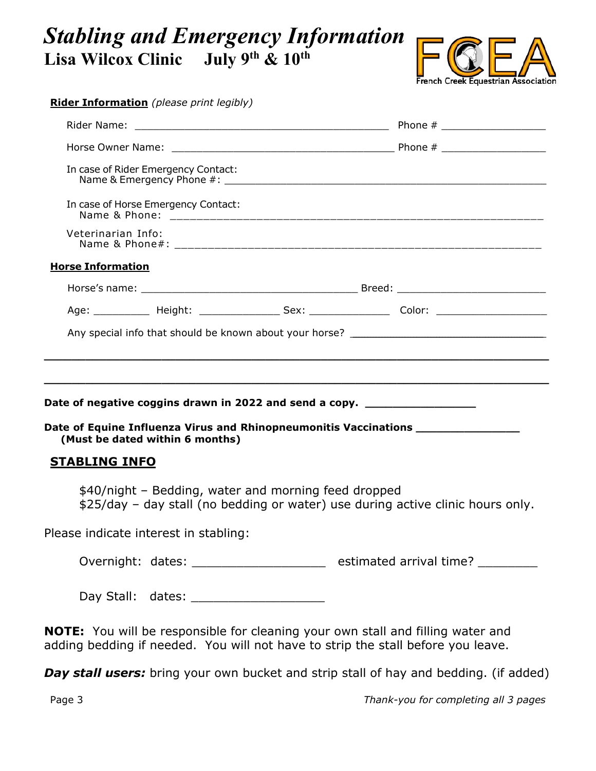# *Stabling and Emergency Information*

## Lisa Wilcox Clinic July 9th & 10th

French Creek Equestrian Association

**Rider Information** *(please print legibly)*

Rider Name: ________________________________________ Phone # _______________

Horse Owner Name: ___________________________________ Phone # _______________

In case of Rider Emergency Contact:
Name & Emergency Phone #: ______________________________________________

In case of Horse Emergency Contact:
Name & Phone: ______________________________________________

Veterinarian Info:
Name & Phone#: ______________________________________________

**Horse Information**

Horse's name: ________________________________ Breed: ______________________

Age: ________ Height: ____________ Sex: ____________ Color: ________________

Any special info that should be known about your horse? ____________________________

______________________________________________________________________

______________________________________________________________________

**Date of negative coggins drawn in 2022 and send a copy.** _______________

**Date of Equine Influenza Virus and Rhinopneumonitis Vaccinations** ______________
**(Must be dated within 6 months)**

**STABLING INFO**

$40/night – Bedding, water and morning feed dropped
$25/day – day stall (no bedding or water) use during active clinic hours only.

Please indicate interest in stabling:

Overnight: dates: _________________ estimated arrival time? ________

Day Stall: dates: _________________

**NOTE:** You will be responsible for cleaning your own stall and filling water and adding bedding if needed. You will not have to strip the stall before you leave.

***Day stall users:*** bring your own bucket and strip stall of hay and bedding. (if added)

*Thank-you for completing all 3 pages*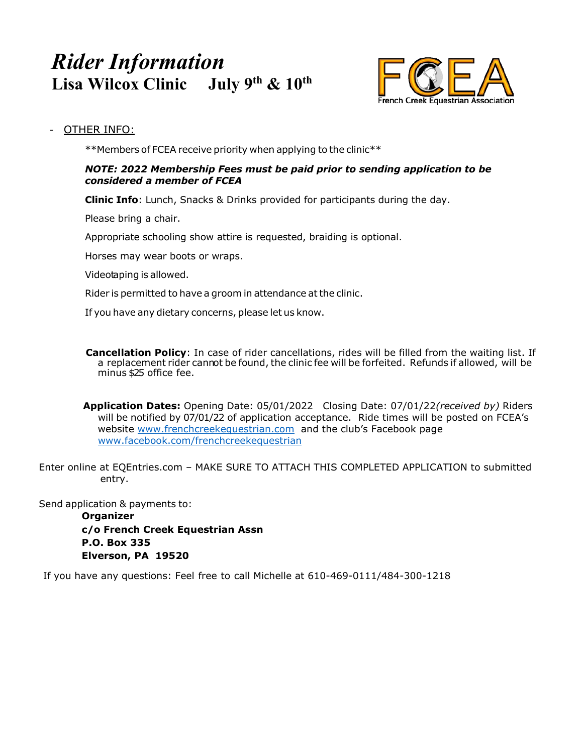# *Rider Information*
## Lisa Wilcox Clinic July 9th & 10th

French Creek Equestrian Association

- OTHER INFO:

  **Members of FCEA receive priority when applying to the clinic**

  ***NOTE: 2022 Membership Fees must be paid prior to sending application to be considered a member of FCEA***

  **Clinic Info**: Lunch, Snacks & Drinks provided for participants during the day.

  Please bring a chair.

  Appropriate schooling show attire is requested, braiding is optional.

  Horses may wear boots or wraps.

  Videotaping is allowed.

  Rider is permitted to have a groom in attendance at the clinic.

  If you have any dietary concerns, please let us know.

  **Cancellation Policy**: In case of rider cancellations, rides will be filled from the waiting list. If a replacement rider cannot be found, the clinic fee will be forfeited. Refunds if allowed, will be minus $25 office fee.

  **Application Dates:** Opening Date: 05/01/2022 Closing Date: 07/01/22*(received by)* Riders will be notified by 07/01/22 of application acceptance. Ride times will be posted on FCEA's website www.frenchcreekequestrian.com and the club's Facebook page www.facebook.com/frenchcreekequestrian

Enter online at EQEntries.com – MAKE SURE TO ATTACH THIS COMPLETED APPLICATION to submitted entry.

Send application & payments to:

**Organizer**
**c/o French Creek Equestrian Assn**
**P.O. Box 335**
**Elverson, PA 19520**

If you have any questions: Feel free to call Michelle at 610-469-0111/484-300-1218